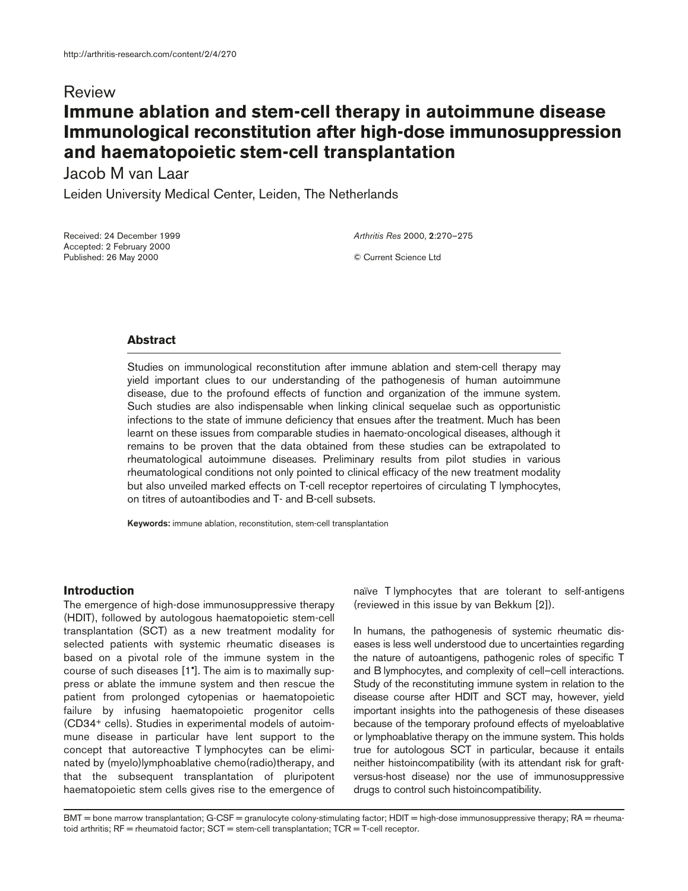Review

# Immune ablation and stem-cell therapy in autoimmune disease Immunological reconstitution after high-dose immunosuppression and haematopoietic stem-cell transplantation

Jacob M van Laar

Leiden University Medical Center, Leiden, The Netherlands

Received: 24 December 1999
Accepted: 2 February 2000
Published: 26 May 2000

*Arthritis Res* 2000, **2**:270–275

© Current Science Ltd

## Abstract

Studies on immunological reconstitution after immune ablation and stem-cell therapy may yield important clues to our understanding of the pathogenesis of human autoimmune disease, due to the profound effects of function and organization of the immune system. Such studies are also indispensable when linking clinical sequelae such as opportunistic infections to the state of immune deficiency that ensues after the treatment. Much has been learnt on these issues from comparable studies in haemato-oncological diseases, although it remains to be proven that the data obtained from these studies can be extrapolated to rheumatological autoimmune diseases. Preliminary results from pilot studies in various rheumatological conditions not only pointed to clinical efficacy of the new treatment modality but also unveiled marked effects on T-cell receptor repertoires of circulating T lymphocytes, on titres of autoantibodies and T- and B-cell subsets.

**Keywords:** immune ablation, reconstitution, stem-cell transplantation

## Introduction

The emergence of high-dose immunosuppressive therapy (HDIT), followed by autologous haematopoietic stem-cell transplantation (SCT) as a new treatment modality for selected patients with systemic rheumatic diseases is based on a pivotal role of the immune system in the course of such diseases [1•]. The aim is to maximally suppress or ablate the immune system and then rescue the patient from prolonged cytopenias or haematopoietic failure by infusing haematopoietic progenitor cells ($CD34^+$ cells). Studies in experimental models of autoimmune disease in particular have lent support to the concept that autoreactive T lymphocytes can be eliminated by (myelo)lymphoablative chemo(radio)therapy, and that the subsequent transplantation of pluripotent haematopoietic stem cells gives rise to the emergence of naïve T lymphocytes that are tolerant to self-antigens (reviewed in this issue by van Bekkum [2]).

In humans, the pathogenesis of systemic rheumatic diseases is less well understood due to uncertainties regarding the nature of autoantigens, pathogenic roles of specific T and B lymphocytes, and complexity of cell–cell interactions. Study of the reconstituting immune system in relation to the disease course after HDIT and SCT may, however, yield important insights into the pathogenesis of these diseases because of the temporary profound effects of myeloablative or lymphoablative therapy on the immune system. This holds true for autologous SCT in particular, because it entails neither histoincompatibility (with its attendant risk for graft-versus-host disease) nor the use of immunosuppressive drugs to control such histoincompatibility.

BMT = bone marrow transplantation; G-CSF = granulocyte colony-stimulating factor; HDIT = high-dose immunosuppressive therapy; RA = rheumatoid arthritis; RF = rheumatoid factor; SCT = stem-cell transplantation; TCR = T-cell receptor.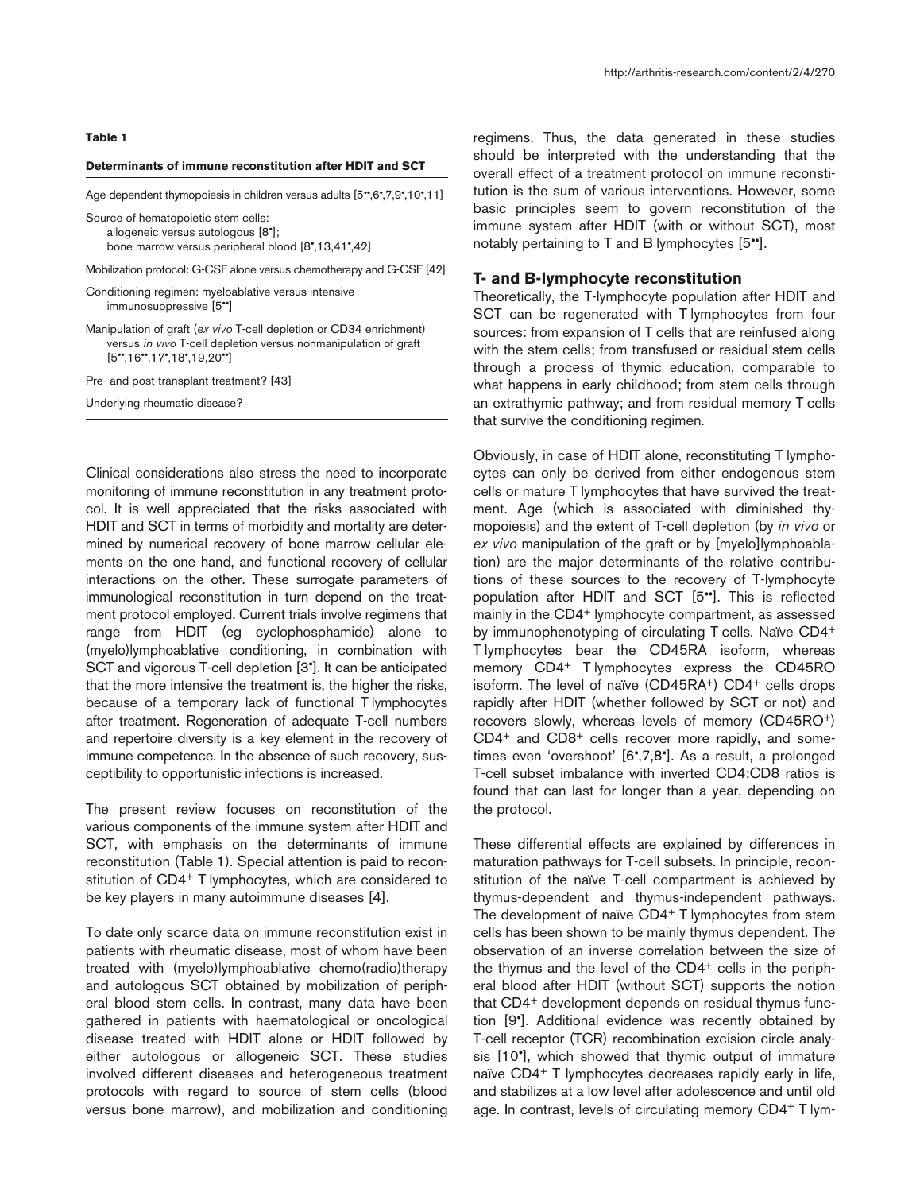**Table 1**

**Determinants of immune reconstitution after HDIT and SCT**

| |
|---|
| Age-dependent thymopoiesis in children versus adults [5••,6•,7,9•,10•,11] |
| Source of hematopoietic stem cells: allogeneic versus autologous [8•]; bone marrow versus peripheral blood [8•,13,41•,42] |
| Mobilization protocol: G-CSF alone versus chemotherapy and G-CSF [42] |
| Conditioning regimen: myeloablative versus intensive immunosuppressive [5••] |
| Manipulation of graft (*ex vivo* T-cell depletion or CD34 enrichment) versus *in vivo* T-cell depletion versus nonmanipulation of graft [5••,16••,17•,18•,19,20••] |
| Pre- and post-transplant treatment? [43] |
| Underlying rheumatic disease? |

Clinical considerations also stress the need to incorporate monitoring of immune reconstitution in any treatment protocol. It is well appreciated that the risks associated with HDIT and SCT in terms of morbidity and mortality are determined by numerical recovery of bone marrow cellular elements on the one hand, and functional recovery of cellular interactions on the other. These surrogate parameters of immunological reconstitution in turn depend on the treatment protocol employed. Current trials involve regimens that range from HDIT (eg cyclophosphamide) alone to (myelo)lymphoablative conditioning, in combination with SCT and vigorous T-cell depletion [3•]. It can be anticipated that the more intensive the treatment is, the higher the risks, because of a temporary lack of functional T lymphocytes after treatment. Regeneration of adequate T-cell numbers and repertoire diversity is a key element in the recovery of immune competence. In the absence of such recovery, susceptibility to opportunistic infections is increased.

The present review focuses on reconstitution of the various components of the immune system after HDIT and SCT, with emphasis on the determinants of immune reconstitution (Table 1). Special attention is paid to reconstitution of $CD4^+$ T lymphocytes, which are considered to be key players in many autoimmune diseases [4].

To date only scarce data on immune reconstitution exist in patients with rheumatic disease, most of whom have been treated with (myelo)lymphoablative chemo(radio)therapy and autologous SCT obtained by mobilization of peripheral blood stem cells. In contrast, many data have been gathered in patients with haematological or oncological disease treated with HDIT alone or HDIT followed by either autologous or allogeneic SCT. These studies involved different diseases and heterogeneous treatment protocols with regard to source of stem cells (blood versus bone marrow), and mobilization and conditioning regimens. Thus, the data generated in these studies should be interpreted with the understanding that the overall effect of a treatment protocol on immune reconstitution is the sum of various interventions. However, some basic principles seem to govern reconstitution of the immune system after HDIT (with or without SCT), most notably pertaining to T and B lymphocytes [5••].

## T- and B-lymphocyte reconstitution

Theoretically, the T-lymphocyte population after HDIT and SCT can be regenerated with T lymphocytes from four sources: from expansion of T cells that are reinfused along with the stem cells; from transfused or residual stem cells through a process of thymic education, comparable to what happens in early childhood; from stem cells through an extrathymic pathway; and from residual memory T cells that survive the conditioning regimen.

Obviously, in case of HDIT alone, reconstituting T lymphocytes can only be derived from either endogenous stem cells or mature T lymphocytes that have survived the treatment. Age (which is associated with diminished thymopoiesis) and the extent of T-cell depletion (by *in vivo* or *ex vivo* manipulation of the graft or by [myelo]lymphoablation) are the major determinants of the relative contributions of these sources to the recovery of T-lymphocyte population after HDIT and SCT [5••]. This is reflected mainly in the $CD4^+$ lymphocyte compartment, as assessed by immunophenotyping of circulating T cells. Naïve $CD4^+$ T lymphocytes bear the CD45RA isoform, whereas memory $CD4^+$ T lymphocytes express the CD45RO isoform. The level of naïve ($CD45RA^+$) $CD4^+$ cells drops rapidly after HDIT (whether followed by SCT or not) and recovers slowly, whereas levels of memory ($CD45RO^+$) $CD4^+$ and $CD8^+$ cells recover more rapidly, and sometimes even 'overshoot' [6•,7,8•]. As a result, a prolonged T-cell subset imbalance with inverted CD4:CD8 ratios is found that can last for longer than a year, depending on the protocol.

These differential effects are explained by differences in maturation pathways for T-cell subsets. In principle, reconstitution of the naïve T-cell compartment is achieved by thymus-dependent and thymus-independent pathways. The development of naïve $CD4^+$ T lymphocytes from stem cells has been shown to be mainly thymus dependent. The observation of an inverse correlation between the size of the thymus and the level of the $CD4^+$ cells in the peripheral blood after HDIT (without SCT) supports the notion that $CD4^+$ development depends on residual thymus function [9•]. Additional evidence was recently obtained by T-cell receptor (TCR) recombination excision circle analysis [10•], which showed that thymic output of immature naïve $CD4^+$ T lymphocytes decreases rapidly early in life, and stabilizes at a low level after adolescence and until old age. In contrast, levels of circulating memory $CD4^+$ T lym-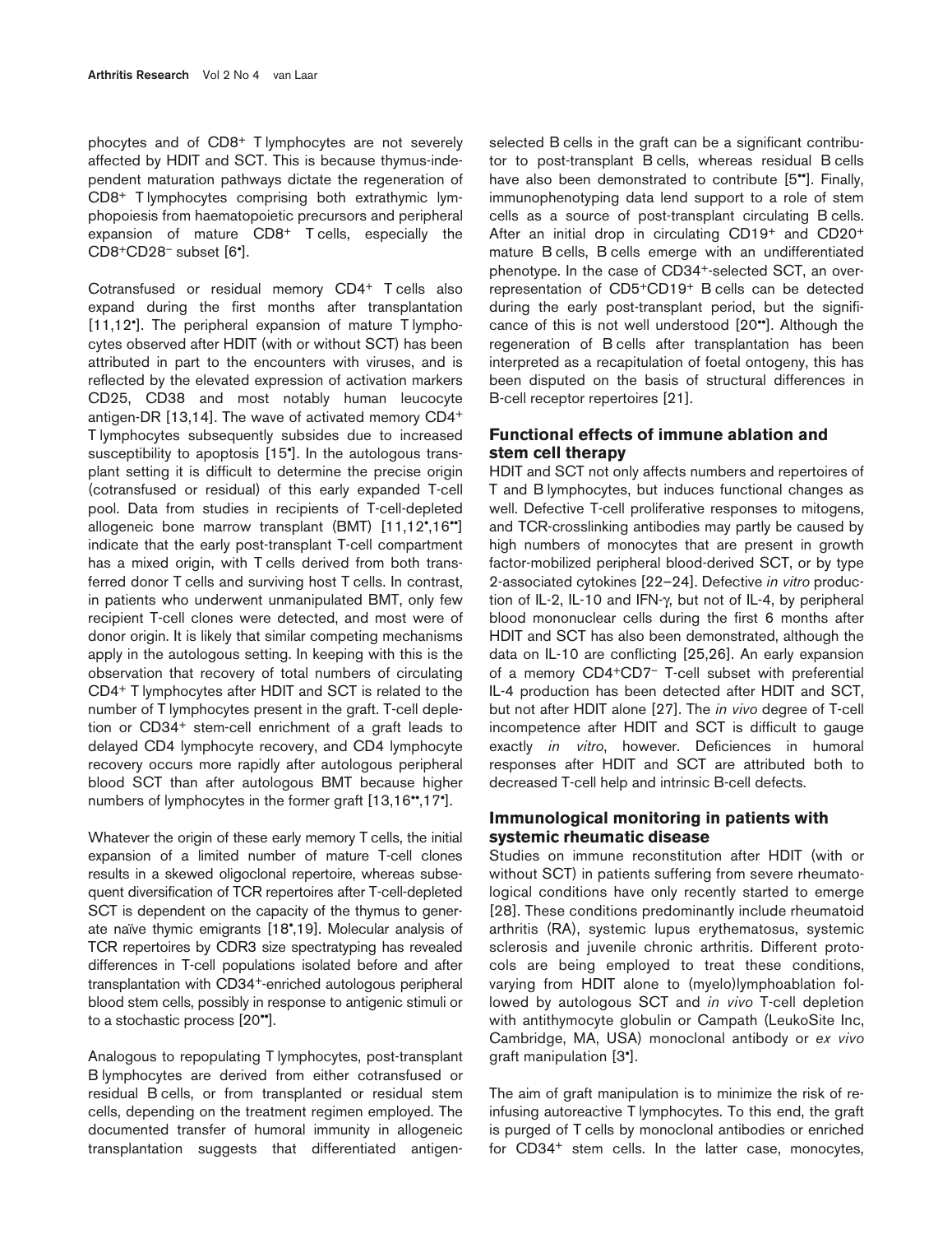phocytes and of $CD8^+$ T lymphocytes are not severely affected by HDIT and SCT. This is because thymus-independent maturation pathways dictate the regeneration of $CD8^+$ T lymphocytes comprising both extrathymic lymphopoiesis from haematopoietic precursors and peripheral expansion of mature $CD8^+$ T cells, especially the $CD8^+CD28^-$ subset [6•].

Cotransfused or residual memory $CD4^+$ T cells also expand during the first months after transplantation [11,12•]. The peripheral expansion of mature T lymphocytes observed after HDIT (with or without SCT) has been attributed in part to the encounters with viruses, and is reflected by the elevated expression of activation markers CD25, CD38 and most notably human leucocyte antigen-DR [13,14]. The wave of activated memory $CD4^+$ T lymphocytes subsequently subsides due to increased susceptibility to apoptosis [15•]. In the autologous transplant setting it is difficult to determine the precise origin (cotransfused or residual) of this early expanded T-cell pool. Data from studies in recipients of T-cell-depleted allogeneic bone marrow transplant (BMT) [11,12•,16••] indicate that the early post-transplant T-cell compartment has a mixed origin, with T cells derived from both transferred donor T cells and surviving host T cells. In contrast, in patients who underwent unmanipulated BMT, only few recipient T-cell clones were detected, and most were of donor origin. It is likely that similar competing mechanisms apply in the autologous setting. In keeping with this is the observation that recovery of total numbers of circulating $CD4^+$ T lymphocytes after HDIT and SCT is related to the number of T lymphocytes present in the graft. T-cell depletion or $CD34^+$ stem-cell enrichment of a graft leads to delayed CD4 lymphocyte recovery, and CD4 lymphocyte recovery occurs more rapidly after autologous peripheral blood SCT than after autologous BMT because higher numbers of lymphocytes in the former graft [13,16••,17•].

Whatever the origin of these early memory T cells, the initial expansion of a limited number of mature T-cell clones results in a skewed oligoclonal repertoire, whereas subsequent diversification of TCR repertoires after T-cell-depleted SCT is dependent on the capacity of the thymus to generate naïve thymic emigrants [18•,19]. Molecular analysis of TCR repertoires by CDR3 size spectratyping has revealed differences in T-cell populations isolated before and after transplantation with $CD34^+$-enriched autologous peripheral blood stem cells, possibly in response to antigenic stimuli or to a stochastic process [20••].

Analogous to repopulating T lymphocytes, post-transplant B lymphocytes are derived from either cotransfused or residual B cells, or from transplanted or residual stem cells, depending on the treatment regimen employed. The documented transfer of humoral immunity in allogeneic transplantation suggests that differentiated antigen-selected B cells in the graft can be a significant contributor to post-transplant B cells, whereas residual B cells have also been demonstrated to contribute [5••]. Finally, immunophenotyping data lend support to a role of stem cells as a source of post-transplant circulating B cells. After an initial drop in circulating $CD19^+$ and $CD20^+$ mature B cells, B cells emerge with an undifferentiated phenotype. In the case of $CD34^+$-selected SCT, an overrepresentation of $CD5^+CD19^+$ B cells can be detected during the early post-transplant period, but the significance of this is not well understood [20••]. Although the regeneration of B cells after transplantation has been interpreted as a recapitulation of foetal ontogeny, this has been disputed on the basis of structural differences in B-cell receptor repertoires [21].

## Functional effects of immune ablation and stem cell therapy

HDIT and SCT not only affects numbers and repertoires of T and B lymphocytes, but induces functional changes as well. Defective T-cell proliferative responses to mitogens, and TCR-crosslinking antibodies may partly be caused by high numbers of monocytes that are present in growth factor-mobilized peripheral blood-derived SCT, or by type 2-associated cytokines [22–24]. Defective *in vitro* production of IL-2, IL-10 and IFN-γ, but not of IL-4, by peripheral blood mononuclear cells during the first 6 months after HDIT and SCT has also been demonstrated, although the data on IL-10 are conflicting [25,26]. An early expansion of a memory $CD4^+CD7^-$ T-cell subset with preferential IL-4 production has been detected after HDIT and SCT, but not after HDIT alone [27]. The *in vivo* degree of T-cell incompetence after HDIT and SCT is difficult to gauge exactly *in vitro*, however. Deficiences in humoral responses after HDIT and SCT are attributed both to decreased T-cell help and intrinsic B-cell defects.

## Immunological monitoring in patients with systemic rheumatic disease

Studies on immune reconstitution after HDIT (with or without SCT) in patients suffering from severe rheumatological conditions have only recently started to emerge [28]. These conditions predominantly include rheumatoid arthritis (RA), systemic lupus erythematosus, systemic sclerosis and juvenile chronic arthritis. Different protocols are being employed to treat these conditions, varying from HDIT alone to (myelo)lymphoablation followed by autologous SCT and *in vivo* T-cell depletion with antithymocyte globulin or Campath (LeukoSite Inc, Cambridge, MA, USA) monoclonal antibody or *ex vivo* graft manipulation [3•].

The aim of graft manipulation is to minimize the risk of re-infusing autoreactive T lymphocytes. To this end, the graft is purged of T cells by monoclonal antibodies or enriched for $CD34^+$ stem cells. In the latter case, monocytes,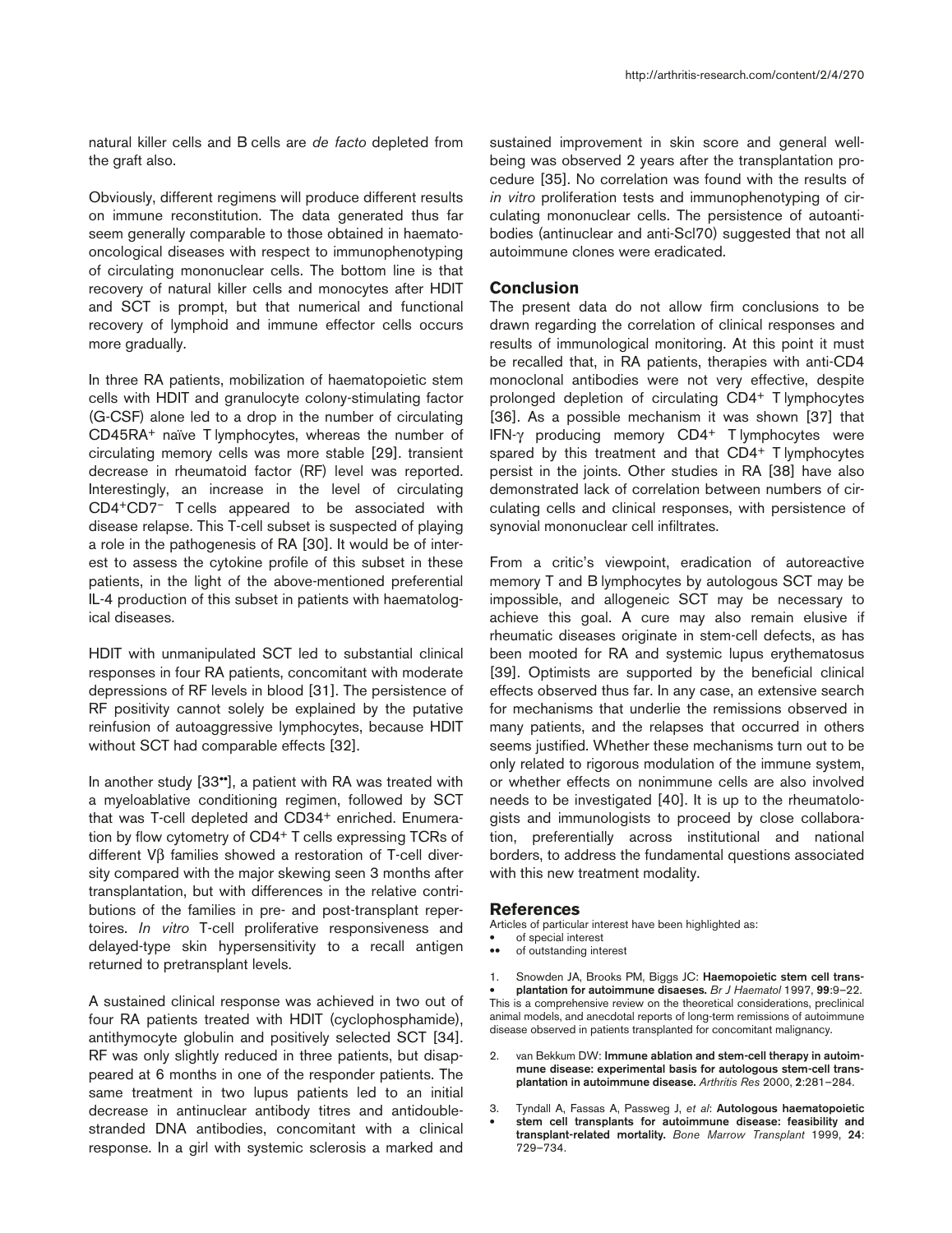natural killer cells and B cells are *de facto* depleted from the graft also.

Obviously, different regimens will produce different results on immune reconstitution. The data generated thus far seem generally comparable to those obtained in haemato-oncological diseases with respect to immunophenotyping of circulating mononuclear cells. The bottom line is that recovery of natural killer cells and monocytes after HDIT and SCT is prompt, but that numerical and functional recovery of lymphoid and immune effector cells occurs more gradually.

In three RA patients, mobilization of haematopoietic stem cells with HDIT and granulocyte colony-stimulating factor (G-CSF) alone led to a drop in the number of circulating $CD45RA^+$ naïve T lymphocytes, whereas the number of circulating memory cells was more stable [29]. transient decrease in rheumatoid factor (RF) level was reported. Interestingly, an increase in the level of circulating $CD4^+CD7^-$ T cells appeared to be associated with disease relapse. This T-cell subset is suspected of playing a role in the pathogenesis of RA [30]. It would be of interest to assess the cytokine profile of this subset in these patients, in the light of the above-mentioned preferential IL-4 production of this subset in patients with haematological diseases.

HDIT with unmanipulated SCT led to substantial clinical responses in four RA patients, concomitant with moderate depressions of RF levels in blood [31]. The persistence of RF positivity cannot solely be explained by the putative reinfusion of autoaggressive lymphocytes, because HDIT without SCT had comparable effects [32].

In another study [33••], a patient with RA was treated with a myeloablative conditioning regimen, followed by SCT that was T-cell depleted and $CD34^+$ enriched. Enumeration by flow cytometry of $CD4^+$ T cells expressing TCRs of different Vβ families showed a restoration of T-cell diversity compared with the major skewing seen 3 months after transplantation, but with differences in the relative contributions of the families in pre- and post-transplant repertoires. *In vitro* T-cell proliferative responsiveness and delayed-type skin hypersensitivity to a recall antigen returned to pretransplant levels.

A sustained clinical response was achieved in two out of four RA patients treated with HDIT (cyclophosphamide), antithymocyte globulin and positively selected SCT [34]. RF was only slightly reduced in three patients, but disappeared at 6 months in one of the responder patients. The same treatment in two lupus patients led to an initial decrease in antinuclear antibody titres and antidouble-stranded DNA antibodies, concomitant with a clinical response. In a girl with systemic sclerosis a marked and sustained improvement in skin score and general well-being was observed 2 years after the transplantation procedure [35]. No correlation was found with the results of *in vitro* proliferation tests and immunophenotyping of circulating mononuclear cells. The persistence of autoantibodies (antinuclear and anti-Scl70) suggested that not all autoimmune clones were eradicated.

## Conclusion

The present data do not allow firm conclusions to be drawn regarding the correlation of clinical responses and results of immunological monitoring. At this point it must be recalled that, in RA patients, therapies with anti-CD4 monoclonal antibodies were not very effective, despite prolonged depletion of circulating $CD4^+$ T lymphocytes [36]. As a possible mechanism it was shown [37] that IFN-γ producing memory $CD4^+$ T lymphocytes were spared by this treatment and that $CD4^+$ T lymphocytes persist in the joints. Other studies in RA [38] have also demonstrated lack of correlation between numbers of circulating cells and clinical responses, with persistence of synovial mononuclear cell infiltrates.

From a critic's viewpoint, eradication of autoreactive memory T and B lymphocytes by autologous SCT may be impossible, and allogeneic SCT may be necessary to achieve this goal. A cure may also remain elusive if rheumatic diseases originate in stem-cell defects, as has been mooted for RA and systemic lupus erythematosus [39]. Optimists are supported by the beneficial clinical effects observed thus far. In any case, an extensive search for mechanisms that underlie the remissions observed in many patients, and the relapses that occurred in others seems justified. Whether these mechanisms turn out to be only related to rigorous modulation of the immune system, or whether effects on nonimmune cells are also involved needs to be investigated [40]. It is up to the rheumatologists and immunologists to proceed by close collaboration, preferentially across institutional and national borders, to address the fundamental questions associated with this new treatment modality.

## References

Articles of particular interest have been highlighted as:
- • of special interest
- •• of outstanding interest

1. Snowden JA, Brooks PM, Biggs JC: **Haemopoietic stem cell transplantation for autoimmune disaeses.** *Br J Haematol* 1997, **99**:9–22. •
This is a comprehensive review on the theoretical considerations, preclinical animal models, and anecdotal reports of long-term remissions of autoimmune disease observed in patients transplanted for concomitant malignancy.
2. van Bekkum DW: **Immune ablation and stem-cell therapy in autoimmune disease: experimental basis for autologous stem-cell transplantation in autoimmune disease.** *Arthritis Res* 2000, **2**:281–284.
3. Tyndall A, Fassas A, Passweg J, *et al*: **Autologous haematopoietic stem cell transplants for autoimmune disease: feasibility and transplant-related mortality.** *Bone Marrow Transplant* 1999, **24**: 729–734. •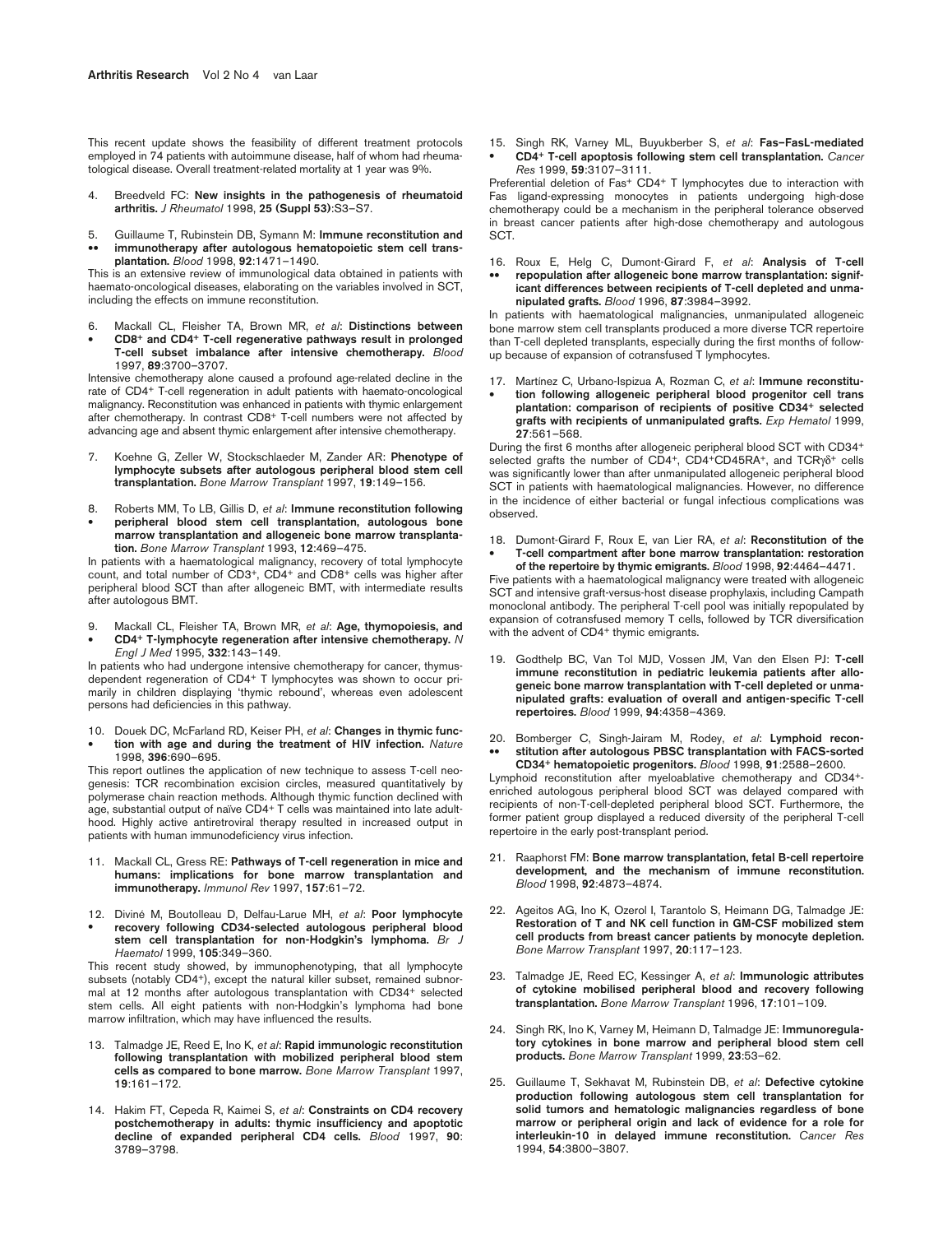This recent update shows the feasibility of different treatment protocols employed in 74 patients with autoimmune disease, half of whom had rheumatological disease. Overall treatment-related mortality at 1 year was 9%.

4. Breedveld FC: **New insights in the pathogenesis of rheumatoid arthritis.** *J Rheumatol* 1998, **25 (Suppl 53)**:S3–S7.

5. Guillaume T, Rubinstein DB, Symann M: **Immune reconstitution and •• immunotherapy after autologous hematopoietic stem cell transplantation.** *Blood* 1998, **92**:1471–1490.

This is an extensive review of immunological data obtained in patients with haemato-oncological diseases, elaborating on the variables involved in SCT, including the effects on immune reconstitution.

6. Mackall CL, Fleisher TA, Brown MR, *et al*: **Distinctions between • CD8+ and CD4+ T-cell regenerative pathways result in prolonged T-cell subset imbalance after intensive chemotherapy.** *Blood* 1997, **89**:3700–3707.

Intensive chemotherapy alone caused a profound age-related decline in the rate of CD4+ T-cell regeneration in adult patients with haemato-oncological malignancy. Reconstitution was enhanced in patients with thymic enlargement after chemotherapy. In contrast CD8+ T-cell numbers were not affected by advancing age and absent thymic enlargement after intensive chemotherapy.

7. Koehne G, Zeller W, Stockschlaeder M, Zander AR: **Phenotype of lymphocyte subsets after autologous peripheral blood stem cell transplantation.** *Bone Marrow Transplant* 1997, **19**:149–156.

8. Roberts MM, To LB, Gillis D, *et al*: **Immune reconstitution following • peripheral blood stem cell transplantation, autologous bone marrow transplantation and allogeneic bone marrow transplantation.** *Bone Marrow Transplant* 1993, **12**:469–475.

In patients with a haematological malignancy, recovery of total lymphocyte count, and total number of CD3+, CD4+ and CD8+ cells was higher after peripheral blood SCT than after allogeneic BMT, with intermediate results after autologous BMT.

9. Mackall CL, Fleisher TA, Brown MR, *et al*: **Age, thymopoiesis, and • CD4+ T-lymphocyte regeneration after intensive chemotherapy.** *N Engl J Med* 1995, **332**:143–149.

In patients who had undergone intensive chemotherapy for cancer, thymus-dependent regeneration of CD4+ T lymphocytes was shown to occur primarily in children displaying 'thymic rebound', whereas even adolescent persons had deficiencies in this pathway.

10. Douek DC, McFarland RD, Keiser PH, *et al*: **Changes in thymic func- • tion with age and during the treatment of HIV infection.** *Nature* 1998, **396**:690–695.

This report outlines the application of new technique to assess T-cell neogenesis: TCR recombination excision circles, measured quantitatively by polymerase chain reaction methods. Although thymic function declined with age, substantial output of naïve CD4+ T cells was maintained into late adulthood. Highly active antiretroviral therapy resulted in increased output in patients with human immunodeficiency virus infection.

11. Mackall CL, Gress RE: **Pathways of T-cell regeneration in mice and humans: implications for bone marrow transplantation and immunotherapy.** *Immunol Rev* 1997, **157**:61–72.

12. Diviné M, Boutolleau D, Delfau-Larue MH, *et al*: **Poor lymphocyte • recovery following CD34-selected autologous peripheral blood stem cell transplantation for non-Hodgkin's lymphoma.** *Br J Haematol* 1999, **105**:349–360.

This recent study showed, by immunophenotyping, that all lymphocyte subsets (notably CD4+), except the natural killer subset, remained subnormal at 12 months after autologous transplantation with CD34+ selected stem cells. All eight patients with non-Hodgkin's lymphoma had bone marrow infiltration, which may have influenced the results.

13. Talmadge JE, Reed E, Ino K, *et al*: **Rapid immunologic reconstitution following transplantation with mobilized peripheral blood stem cells as compared to bone marrow.** *Bone Marrow Transplant* 1997, **19**:161–172.

14. Hakim FT, Cepeda R, Kaimei S, *et al*: **Constraints on CD4 recovery postchemotherapy in adults: thymic insufficiency and apoptotic decline of expanded peripheral CD4 cells.** *Blood* 1997, **90**: 3789–3798.

15. Singh RK, Varney ML, Buyukberber S, *et al*: **Fas–FasL-mediated • CD4+ T-cell apoptosis following stem cell transplantation.** *Cancer Res* 1999, **59**:3107–3111.

Preferential deletion of Fas+ CD4+ T lymphocytes due to interaction with Fas ligand-expressing monocytes in patients undergoing high-dose chemotherapy could be a mechanism in the peripheral tolerance observed in breast cancer patients after high-dose chemotherapy and autologous SCT.

16. Roux E, Helg C, Dumont-Girard F, *et al*: **Analysis of T-cell •• repopulation after allogeneic bone marrow transplantation: significant differences between recipients of T-cell depleted and unmanipulated grafts.** *Blood* 1996, **87**:3984–3992.

In patients with haematological malignancies, unmanipulated allogeneic bone marrow stem cell transplants produced a more diverse TCR repertoire than T-cell depleted transplants, especially during the first months of follow-up because of expansion of cotransfused T lymphocytes.

17. Martínez C, Urbano-Ispizua A, Rozman C, *et al*: **Immune reconstitu- • tion following allogeneic peripheral blood progenitor cell trans plantation: comparison of recipients of positive CD34+ selected grafts with recipients of unmanipulated grafts.** *Exp Hematol* 1999, **27**:561–568.

During the first 6 months after allogeneic peripheral blood SCT with CD34+ selected grafts the number of CD4+, CD4+CD45RA+, and TCRγδ+ cells was significantly lower than after unmanipulated allogeneic peripheral blood SCT in patients with haematological malignancies. However, no difference in the incidence of either bacterial or fungal infectious complications was observed.

18. Dumont-Girard F, Roux E, van Lier RA, *et al*: **Reconstitution of the • T-cell compartment after bone marrow transplantation: restoration of the repertoire by thymic emigrants.** *Blood* 1998, **92**:4464–4471.

Five patients with a haematological malignancy were treated with allogeneic SCT and intensive graft-versus-host disease prophylaxis, including Campath monoclonal antibody. The peripheral T-cell pool was initially repopulated by expansion of cotransfused memory T cells, followed by TCR diversification with the advent of CD4+ thymic emigrants.

19. Godthelp BC, Van Tol MJD, Vossen JM, Van den Elsen PJ: **T-cell immune reconstitution in pediatric leukemia patients after allogeneic bone marrow transplantation with T-cell depleted or unmanipulated grafts: evaluation of overall and antigen-specific T-cell repertoires.** *Blood* 1999, **94**:4358–4369.

20. Bomberger C, Singh-Jairam M, Rodey, *et al*: **Lymphoid recon- •• stitution after autologous PBSC transplantation with FACS-sorted CD34+ hematopoietic progenitors.** *Blood* 1998, **91**:2588–2600.

Lymphoid reconstitution after myeloablative chemotherapy and CD34+-enriched autologous peripheral blood SCT was delayed compared with recipients of non-T-cell-depleted peripheral blood SCT. Furthermore, the former patient group displayed a reduced diversity of the peripheral T-cell repertoire in the early post-transplant period.

21. Raaphorst FM: **Bone marrow transplantation, fetal B-cell repertoire development, and the mechanism of immune reconstitution.** *Blood* 1998, **92**:4873–4874.

22. Ageitos AG, Ino K, Ozerol I, Tarantolo S, Heimann DG, Talmadge JE: **Restoration of T and NK cell function in GM-CSF mobilized stem cell products from breast cancer patients by monocyte depletion.** *Bone Marrow Transplant* 1997, **20**:117–123.

23. Talmadge JE, Reed EC, Kessinger A, *et al*: **Immunologic attributes of cytokine mobilised peripheral blood and recovery following transplantation.** *Bone Marrow Transplant* 1996, **17**:101–109.

24. Singh RK, Ino K, Varney M, Heimann D, Talmadge JE: **Immunoregulatory cytokines in bone marrow and peripheral blood stem cell products.** *Bone Marrow Transplant* 1999, **23**:53–62.

25. Guillaume T, Sekhavat M, Rubinstein DB, *et al*: **Defective cytokine production following autologous stem cell transplantation for solid tumors and hematologic malignancies regardless of bone marrow or peripheral origin and lack of evidence for a role for interleukin-10 in delayed immune reconstitution.** *Cancer Res* 1994, **54**:3800–3807.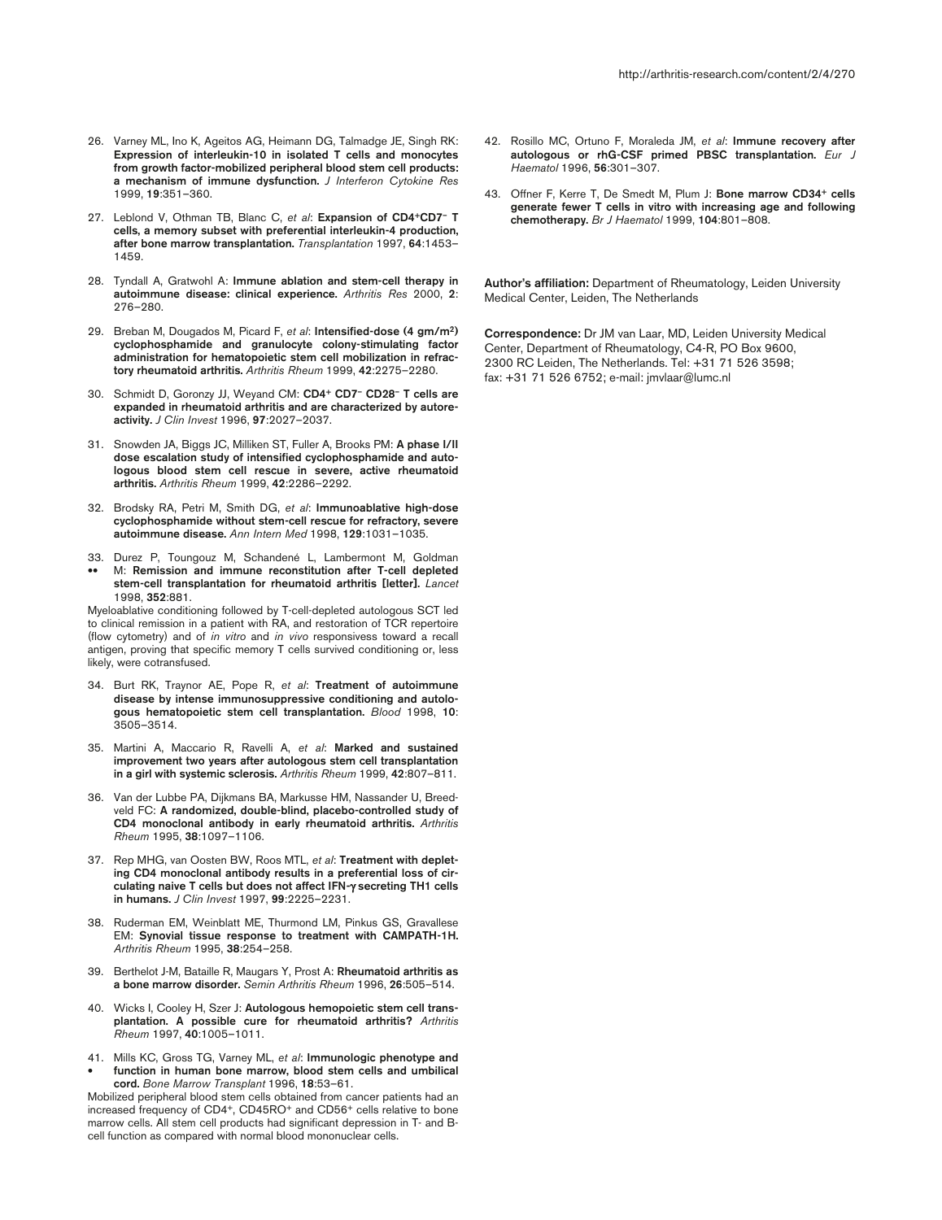26. Varney ML, Ino K, Ageitos AG, Heimann DG, Talmadge JE, Singh RK: **Expression of interleukin-10 in isolated T cells and monocytes from growth factor-mobilized peripheral blood stem cell products: a mechanism of immune dysfunction.** *J Interferon Cytokine Res* 1999, **19**:351–360.

27. Leblond V, Othman TB, Blanc C, *et al*: **Expansion of CD4+CD7− T cells, a memory subset with preferential interleukin-4 production, after bone marrow transplantation.** *Transplantation* 1997, **64**:1453–1459.

28. Tyndall A, Gratwohl A: **Immune ablation and stem-cell therapy in autoimmune disease: clinical experience.** *Arthritis Res* 2000, **2**: 276–280.

29. Breban M, Dougados M, Picard F, *et al*: **Intensified-dose (4 gm/m²) cyclophosphamide and granulocyte colony-stimulating factor administration for hematopoietic stem cell mobilization in refractory rheumatoid arthritis.** *Arthritis Rheum* 1999, **42**:2275–2280.

30. Schmidt D, Goronzy JJ, Weyand CM: **CD4+ CD7− CD28− T cells are expanded in rheumatoid arthritis and are characterized by autoreactivity.** *J Clin Invest* 1996, **97**:2027–2037.

31. Snowden JA, Biggs JC, Milliken ST, Fuller A, Brooks PM: **A phase I/II dose escalation study of intensified cyclophosphamide and autologous blood stem cell rescue in severe, active rheumatoid arthritis.** *Arthritis Rheum* 1999, **42**:2286–2292.

32. Brodsky RA, Petri M, Smith DG, *et al*: **Immunoablative high-dose cyclophosphamide without stem-cell rescue for refractory, severe autoimmune disease.** *Ann Intern Med* 1998, **129**:1031–1035.

33. •• Durez P, Toungouz M, Schandené L, Lambermont M, Goldman M: **Remission and immune reconstitution after T-cell depleted stem-cell transplantation for rheumatoid arthritis [letter].** *Lancet* 1998, **352**:881.

Myeloablative conditioning followed by T-cell-depleted autologous SCT led to clinical remission in a patient with RA, and restoration of TCR repertoire (flow cytometry) and of *in vitro* and *in vivo* responsivess toward a recall antigen, proving that specific memory T cells survived conditioning or, less likely, were cotransfused.

34. Burt RK, Traynor AE, Pope R, *et al*: **Treatment of autoimmune disease by intense immunosuppressive conditioning and autologous hematopoietic stem cell transplantation.** *Blood* 1998, **10**: 3505–3514.

35. Martini A, Maccario R, Ravelli A, *et al*: **Marked and sustained improvement two years after autologous stem cell transplantation in a girl with systemic sclerosis.** *Arthritis Rheum* 1999, **42**:807–811.

36. Van der Lubbe PA, Dijkmans BA, Markusse HM, Nassander U, Breedveld FC: **A randomized, double-blind, placebo-controlled study of CD4 monoclonal antibody in early rheumatoid arthritis.** *Arthritis Rheum* 1995, **38**:1097–1106.

37. Rep MHG, van Oosten BW, Roos MTL, *et al*: **Treatment with depleting CD4 monoclonal antibody results in a preferential loss of circulating naive T cells but does not affect IFN-γ secreting TH1 cells in humans.** *J Clin Invest* 1997, **99**:2225–2231.

38. Ruderman EM, Weinblatt ME, Thurmond LM, Pinkus GS, Gravallese EM: **Synovial tissue response to treatment with CAMPATH-1H.** *Arthritis Rheum* 1995, **38**:254–258.

39. Berthelot J-M, Bataille R, Maugars Y, Prost A: **Rheumatoid arthritis as a bone marrow disorder.** *Semin Arthritis Rheum* 1996, **26**:505–514.

40. Wicks I, Cooley H, Szer J: **Autologous hemopoietic stem cell transplantation. A possible cure for rheumatoid arthritis?** *Arthritis Rheum* 1997, **40**:1005–1011.

41. • Mills KC, Gross TG, Varney ML, *et al*: **Immunologic phenotype and function in human bone marrow, blood stem cells and umbilical cord.** *Bone Marrow Transplant* 1996, **18**:53–61.

Mobilized peripheral blood stem cells obtained from cancer patients had an increased frequency of CD4+, CD45RO+ and CD56+ cells relative to bone marrow cells. All stem cell products had significant depression in T- and B-cell function as compared with normal blood mononuclear cells.

42. Rosillo MC, Ortuno F, Moraleda JM, *et al*: **Immune recovery after autologous or rhG-CSF primed PBSC transplantation.** *Eur J Haematol* 1996, **56**:301–307.

43. Offner F, Kerre T, De Smedt M, Plum J: **Bone marrow CD34+ cells generate fewer T cells in vitro with increasing age and following chemotherapy.** *Br J Haematol* 1999, **104**:801–808.

**Author's affiliation:** Department of Rheumatology, Leiden University Medical Center, Leiden, The Netherlands

**Correspondence:** Dr JM van Laar, MD, Leiden University Medical Center, Department of Rheumatology, C4-R, PO Box 9600, 2300 RC Leiden, The Netherlands. Tel: +31 71 526 3598; fax: +31 71 526 6752; e-mail: jmvlaar@lumc.nl